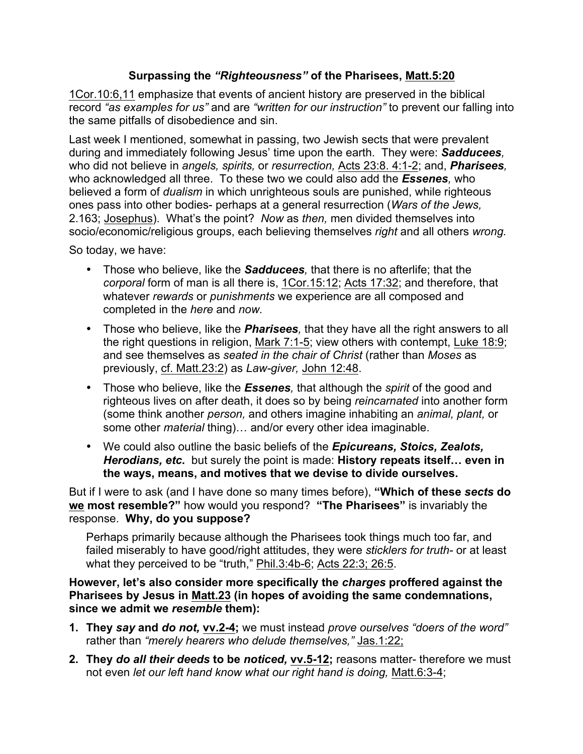## Surpassing the *"Righteousness"* of the Pharisees, Matt.5:20

1Cor.10:6,11 emphasize that events of ancient history are preserved in the biblical record *"as examples for us"* and are *"written for our instruction"* to prevent our falling into the same pitfalls of disobedience and sin.

Last week I mentioned, somewhat in passing, two Jewish sects that were prevalent during and immediately following Jesus' time upon the earth. They were: ***Sadducees,*** who did not believe in *angels, spirits,* or *resurrection,* Acts 23:8. 4:1-2; and, ***Pharisees,*** who acknowledged all three. To these two we could also add the ***Essenes,*** who believed a form of *dualism* in which unrighteous souls are punished, while righteous ones pass into other bodies- perhaps at a general resurrection (*Wars of the Jews,* 2.163; Josephus). What's the point? *Now* as *then,* men divided themselves into socio/economic/religious groups, each believing themselves *right* and all others *wrong.*

So today, we have:

- Those who believe, like the ***Sadducees,*** that there is no afterlife; that the *corporal* form of man is all there is, 1Cor.15:12; Acts 17:32; and therefore, that whatever *rewards* or *punishments* we experience are all composed and completed in the *here* and *now.*
- Those who believe, like the ***Pharisees,*** that they have all the right answers to all the right questions in religion, Mark 7:1-5; view others with contempt, Luke 18:9; and see themselves as *seated in the chair of Christ* (rather than *Moses* as previously, cf. Matt.23:2) as *Law-giver,* John 12:48.
- Those who believe, like the ***Essenes,*** that although the *spirit* of the good and righteous lives on after death, it does so by being *reincarnated* into another form (some think another *person,* and others imagine inhabiting an *animal, plant,* or some other *material* thing)… and/or every other idea imaginable.
- We could also outline the basic beliefs of the ***Epicureans, Stoics, Zealots, Herodians, etc.*** but surely the point is made: **History repeats itself… even in the ways, means, and motives that we devise to divide ourselves.**

But if I were to ask (and I have done so many times before), **"Which of these *sects* do we most resemble?"** how would you respond? **"The Pharisees"** is invariably the response. **Why, do you suppose?**

Perhaps primarily because although the Pharisees took things much too far, and failed miserably to have good/right attitudes, they were *sticklers for truth-* or at least what they perceived to be "truth," Phil.3:4b-6; Acts 22:3; 26:5.

**However, let's also consider more specifically the *charges* proffered against the Pharisees by Jesus in Matt.23 (in hopes of avoiding the same condemnations, since we admit we *resemble* them):**

1. **They *say* and *do not,* vv.2-4;** we must instead *prove ourselves "doers of the word"* rather than *"merely hearers who delude themselves,"* Jas.1:22;
2. **They *do all their deeds* to be *noticed,* vv.5-12;** reasons matter- therefore we must not even *let our left hand know what our right hand is doing,* Matt.6:3-4;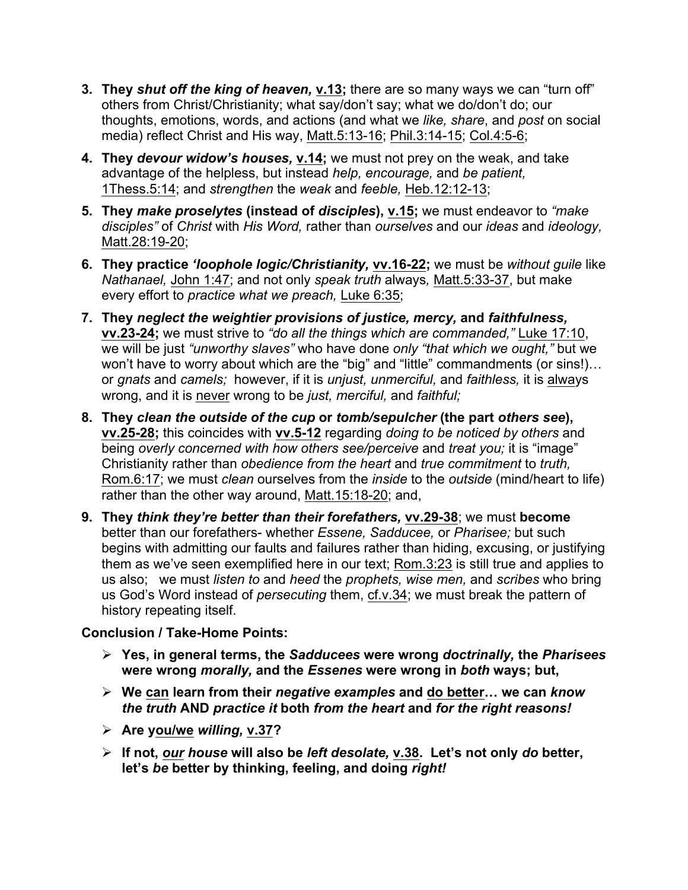3. **They *shut off the king of heaven,* v.13;** there are so many ways we can "turn off" others from Christ/Christianity; what say/don't say; what we do/don't do; our thoughts, emotions, words, and actions (and what we *like, share*, and *post* on social media) reflect Christ and His way, Matt.5:13-16; Phil.3:14-15; Col.4:5-6;
4. **They *devour widow's houses,* v.14;** we must not prey on the weak, and take advantage of the helpless, but instead *help, encourage,* and *be patient,* 1Thess.5:14; and *strengthen* the *weak* and *feeble,* Heb.12:12-13;
5. **They *make proselytes* (instead of *disciples*), v.15;** we must endeavor to *"make disciples"* of *Christ* with *His Word,* rather than *ourselves* and our *ideas* and *ideology,* Matt.28:19-20;
6. **They practice *'loophole logic/Christianity,* vv.16-22;** we must be *without guile* like *Nathanael,* John 1:47; and not only *speak truth* always*,* Matt.5:33-37, but make every effort to *practice what we preach,* Luke 6:35;
7. **They *neglect the weightier provisions of justice, mercy,* and *faithfulness,* vv.23-24;** we must strive to *"do all the things which are commanded,"* Luke 17:10, we will be just *"unworthy slaves"* who have done *only "that which we ought,"* but we won't have to worry about which are the "big" and "little" commandments (or sins!)… or *gnats* and *camels;* however, if it is *unjust, unmerciful,* and *faithless,* it is always wrong, and it is never wrong to be *just, merciful,* and *faithful;*
8. **They *clean the outside of the cup* or *tomb/sepulcher* (the part *others see*), vv.25-28;** this coincides with **vv.5-12** regarding *doing to be noticed by others* and being *overly concerned with how others see/perceive* and *treat you;* it is "image" Christianity rather than *obedience from the heart* and *true commitment* to *truth,* Rom.6:17; we must *clean* ourselves from the *inside* to the *outside* (mind/heart to life) rather than the other way around, Matt.15:18-20; and,
9. **They *think they're better than their forefathers,* vv.29-38**; we must **become** better than our forefathers- whether *Essene, Sadducee,* or *Pharisee;* but such begins with admitting our faults and failures rather than hiding, excusing, or justifying them as we've seen exemplified here in our text; Rom.3:23 is still true and applies to us also; we must *listen to* and *heed* the *prophets, wise men,* and *scribes* who bring us God's Word instead of *persecuting* them, cf.v.34; we must break the pattern of history repeating itself.

**Conclusion / Take-Home Points:**

- **Yes, in general terms, the *Sadducees* were wrong *doctrinally,* the *Pharisees* were wrong *morally,* and the *Essenes* were wrong in *both* ways; but,**
- **We can learn from their *negative examples* and do better… we can *know the truth* AND *practice it* both *from the heart* and *for the right reasons!***
- **Are you/we *willing,* v.37?**
- **If not, *our house* will also be *left desolate,* v.38. Let's not only *do* better, let's *be* better by thinking, feeling, and doing *right!***